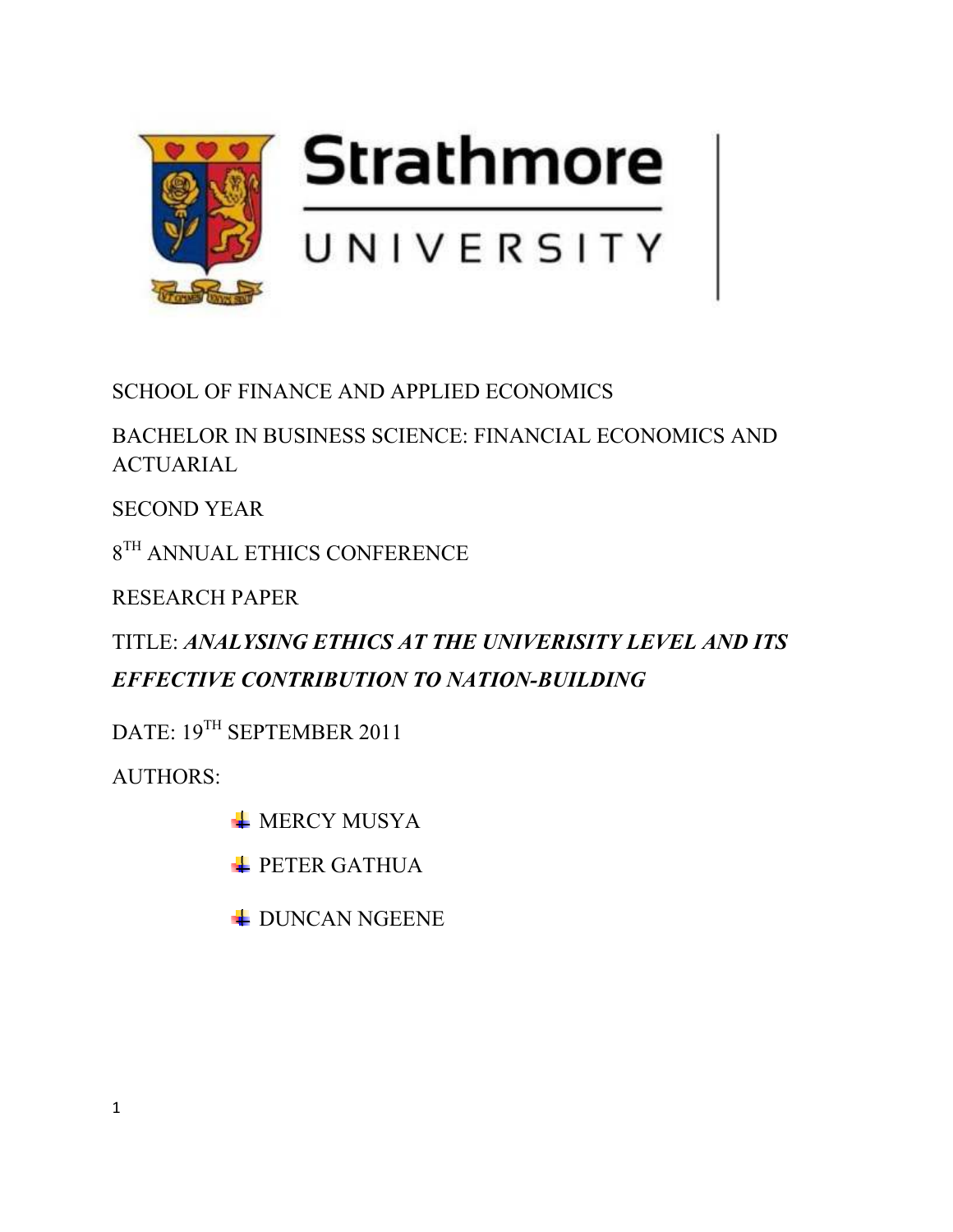Strathmore

UNIVERSITY

SCHOOL OF FINANCE AND APPLIED ECONOMICS

BACHELOR IN BUSINESS SCIENCE: FINANCIAL ECONOMICS AND ACTUARIAL

SECOND YEAR

8TH ANNUAL ETHICS CONFERENCE

RESEARCH PAPER

TITLE: ***ANALYSING ETHICS AT THE UNIVERISITY LEVEL AND ITS EFFECTIVE CONTRIBUTION TO NATION-BUILDING***

DATE: 19TH SEPTEMBER 2011

AUTHORS:

- MERCY MUSYA
- PETER GATHUA
- DUNCAN NGEENE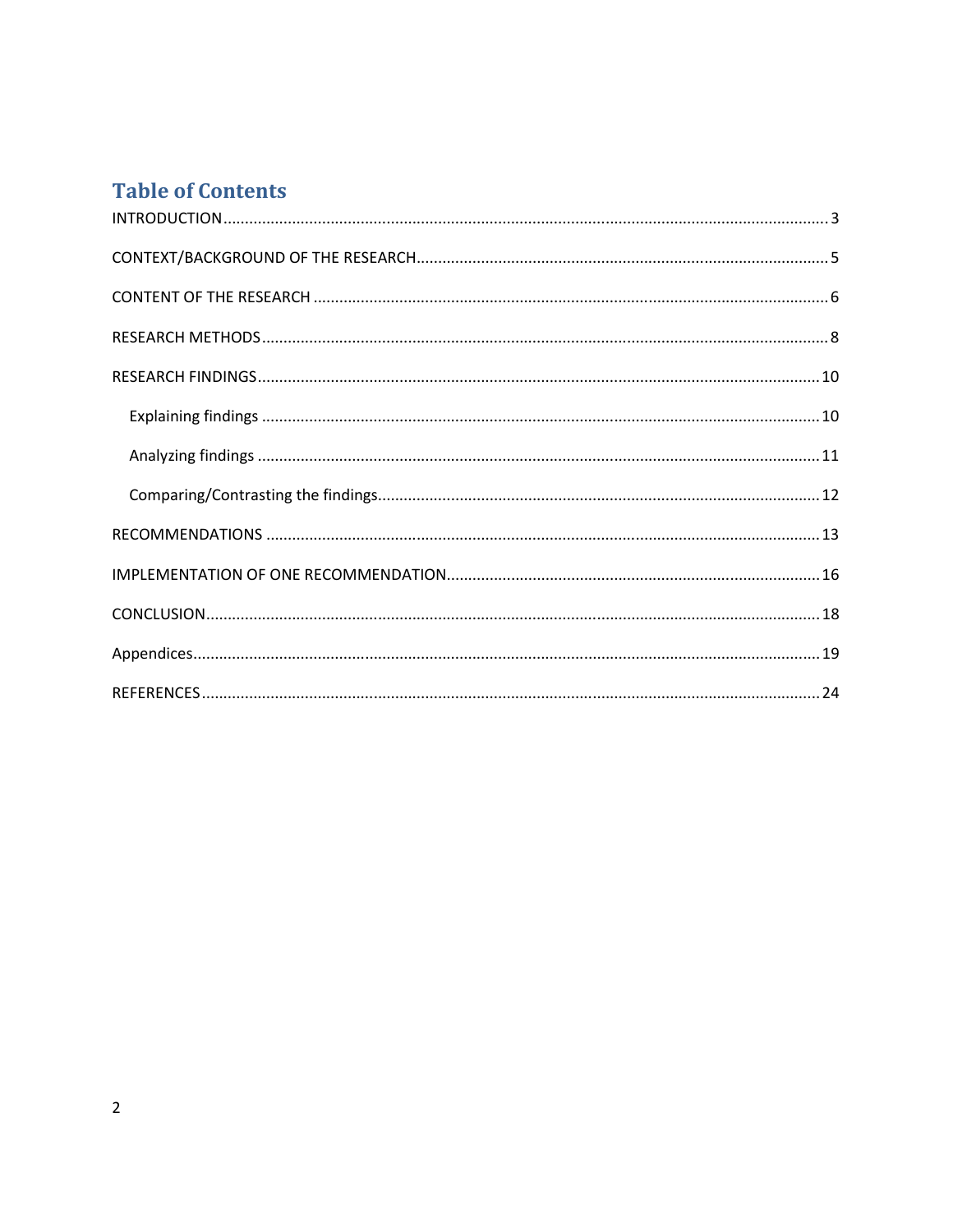# Table of Contents

INTRODUCTION ........................................................................................................................................... 3

CONTEXT/BACKGROUND OF THE RESEARCH ............................................................................................... 5

CONTENT OF THE RESEARCH ...................................................................................................................... 6

RESEARCH METHODS .................................................................................................................................. 8

RESEARCH FINDINGS ................................................................................................................................. 10

- Explaining findings ................................................................................................................................ 10
- Analyzing findings ................................................................................................................................. 11
- Comparing/Contrasting the findings ..................................................................................................... 12

RECOMMENDATIONS ............................................................................................................................... 13

IMPLEMENTATION OF ONE RECOMMENDATION ...................................................................................... 16

CONCLUSION ............................................................................................................................................. 18

Appendices ................................................................................................................................................ 19

REFERENCES .............................................................................................................................................. 24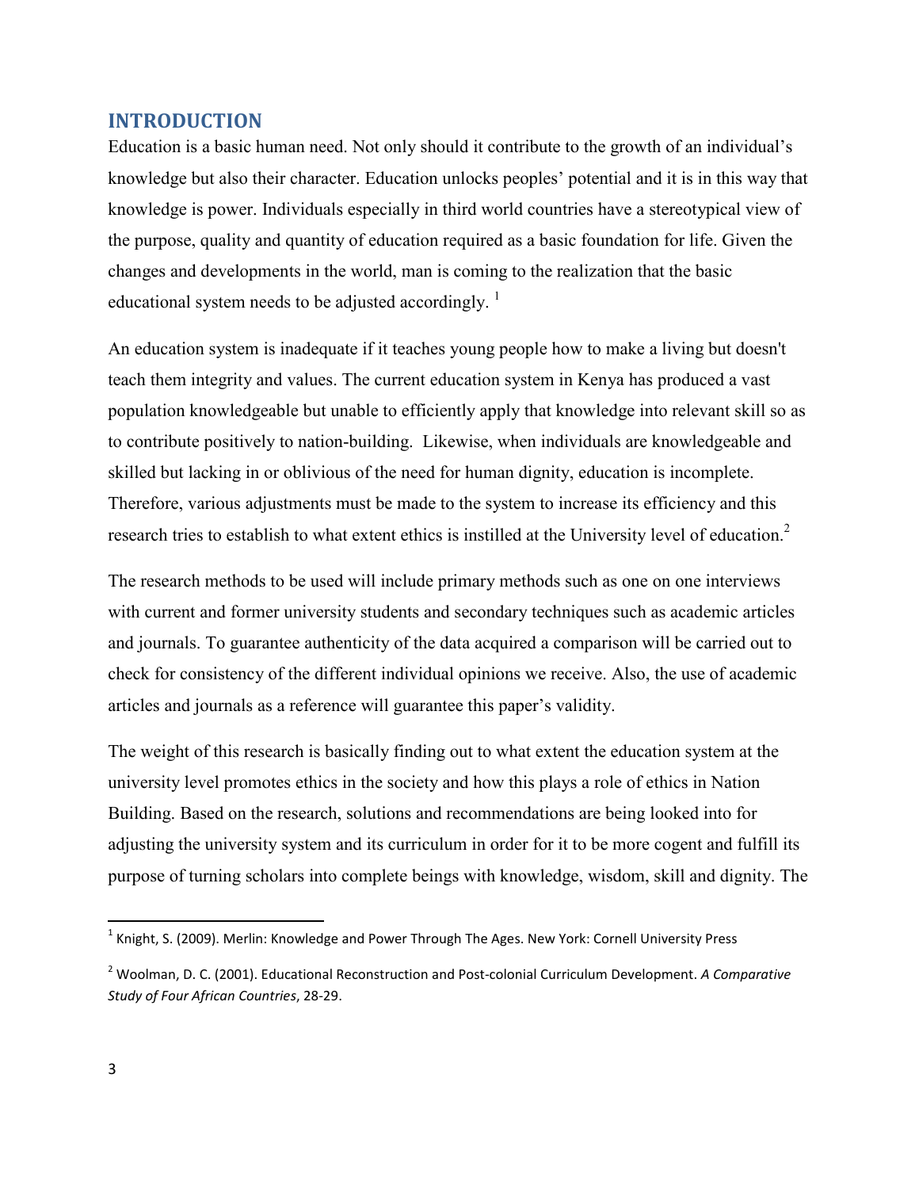## INTRODUCTION

Education is a basic human need. Not only should it contribute to the growth of an individual's knowledge but also their character. Education unlocks peoples' potential and it is in this way that knowledge is power. Individuals especially in third world countries have a stereotypical view of the purpose, quality and quantity of education required as a basic foundation for life. Given the changes and developments in the world, man is coming to the realization that the basic educational system needs to be adjusted accordingly. [1]

An education system is inadequate if it teaches young people how to make a living but doesn't teach them integrity and values. The current education system in Kenya has produced a vast population knowledgeable but unable to efficiently apply that knowledge into relevant skill so as to contribute positively to nation-building. Likewise, when individuals are knowledgeable and skilled but lacking in or oblivious of the need for human dignity, education is incomplete. Therefore, various adjustments must be made to the system to increase its efficiency and this research tries to establish to what extent ethics is instilled at the University level of education.[2]

The research methods to be used will include primary methods such as one on one interviews with current and former university students and secondary techniques such as academic articles and journals. To guarantee authenticity of the data acquired a comparison will be carried out to check for consistency of the different individual opinions we receive. Also, the use of academic articles and journals as a reference will guarantee this paper's validity.

The weight of this research is basically finding out to what extent the education system at the university level promotes ethics in the society and how this plays a role of ethics in Nation Building. Based on the research, solutions and recommendations are being looked into for adjusting the university system and its curriculum in order for it to be more cogent and fulfill its purpose of turning scholars into complete beings with knowledge, wisdom, skill and dignity. The

---

[1] Knight, S. (2009). Merlin: Knowledge and Power Through The Ages. New York: Cornell University Press

[2] Woolman, D. C. (2001). Educational Reconstruction and Post-colonial Curriculum Development. *A Comparative Study of Four African Countries*, 28-29.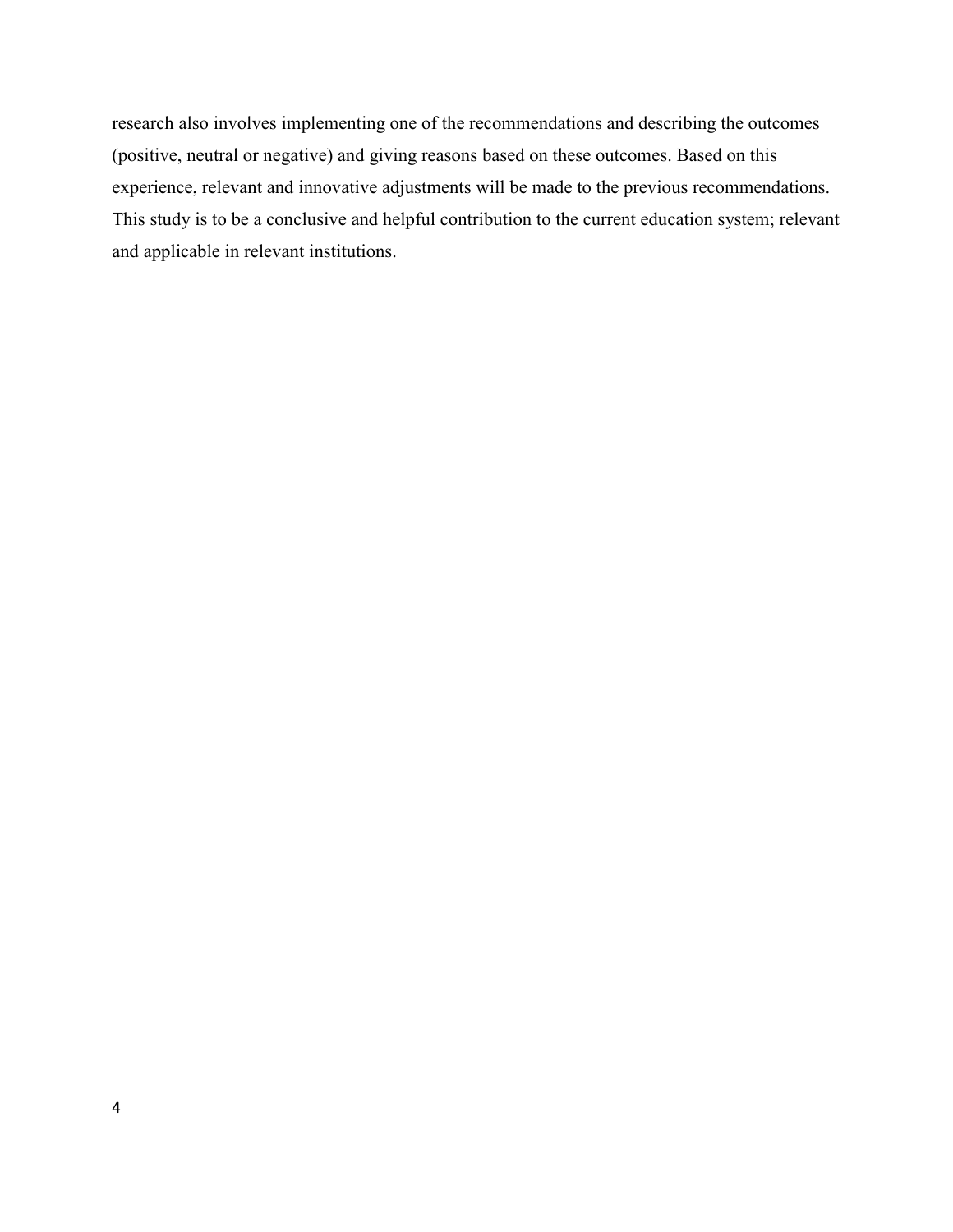research also involves implementing one of the recommendations and describing the outcomes (positive, neutral or negative) and giving reasons based on these outcomes. Based on this experience, relevant and innovative adjustments will be made to the previous recommendations. This study is to be a conclusive and helpful contribution to the current education system; relevant and applicable in relevant institutions.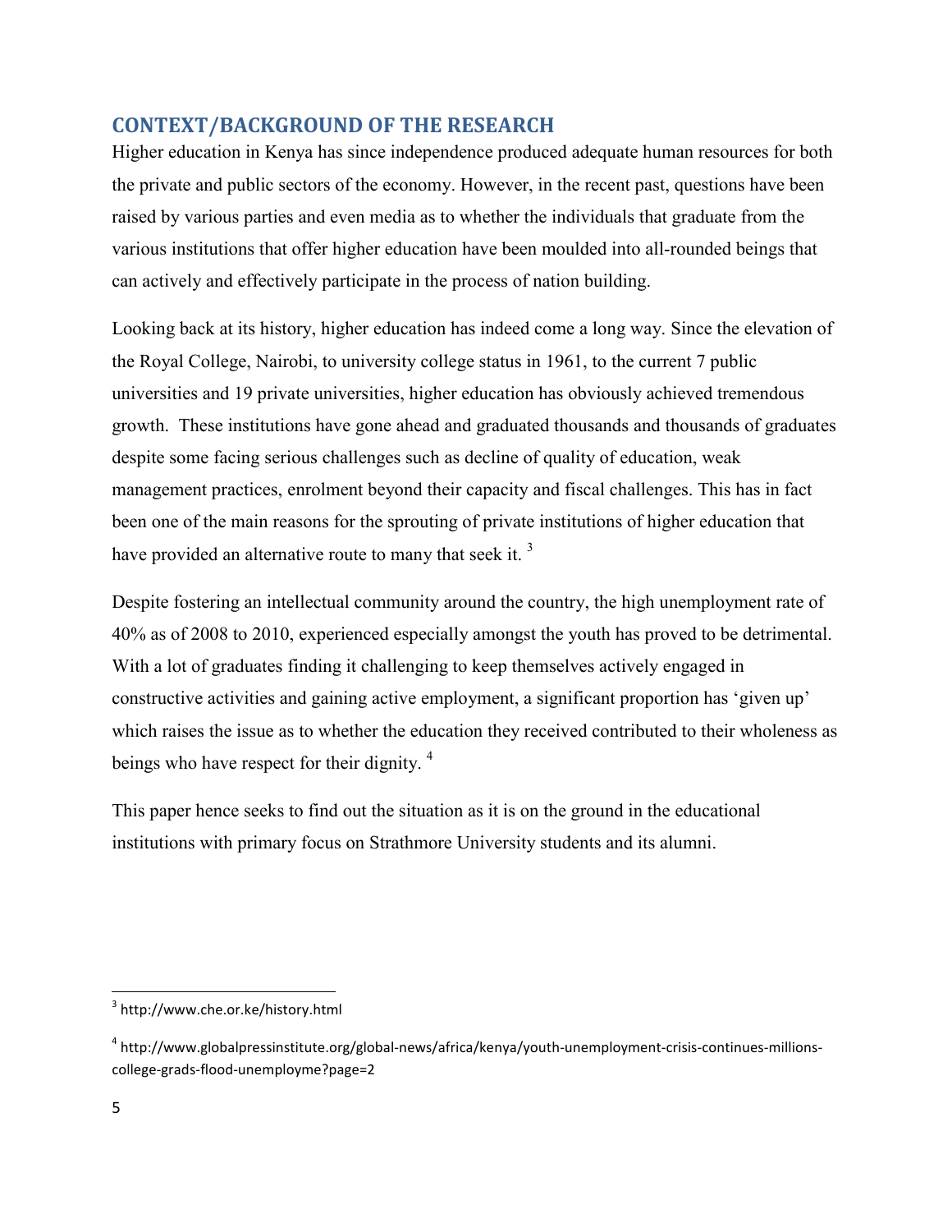## CONTEXT/BACKGROUND OF THE RESEARCH

Higher education in Kenya has since independence produced adequate human resources for both the private and public sectors of the economy. However, in the recent past, questions have been raised by various parties and even media as to whether the individuals that graduate from the various institutions that offer higher education have been moulded into all-rounded beings that can actively and effectively participate in the process of nation building.

Looking back at its history, higher education has indeed come a long way. Since the elevation of the Royal College, Nairobi, to university college status in 1961, to the current 7 public universities and 19 private universities, higher education has obviously achieved tremendous growth. These institutions have gone ahead and graduated thousands and thousands of graduates despite some facing serious challenges such as decline of quality of education, weak management practices, enrolment beyond their capacity and fiscal challenges. This has in fact been one of the main reasons for the sprouting of private institutions of higher education that have provided an alternative route to many that seek it. [3]

Despite fostering an intellectual community around the country, the high unemployment rate of 40% as of 2008 to 2010, experienced especially amongst the youth has proved to be detrimental. With a lot of graduates finding it challenging to keep themselves actively engaged in constructive activities and gaining active employment, a significant proportion has 'given up' which raises the issue as to whether the education they received contributed to their wholeness as beings who have respect for their dignity. [4]

This paper hence seeks to find out the situation as it is on the ground in the educational institutions with primary focus on Strathmore University students and its alumni.

---

[3] http://www.che.or.ke/history.html

[4] http://www.globalpressinstitute.org/global-news/africa/kenya/youth-unemployment-crisis-continues-millions-college-grads-flood-unemployme?page=2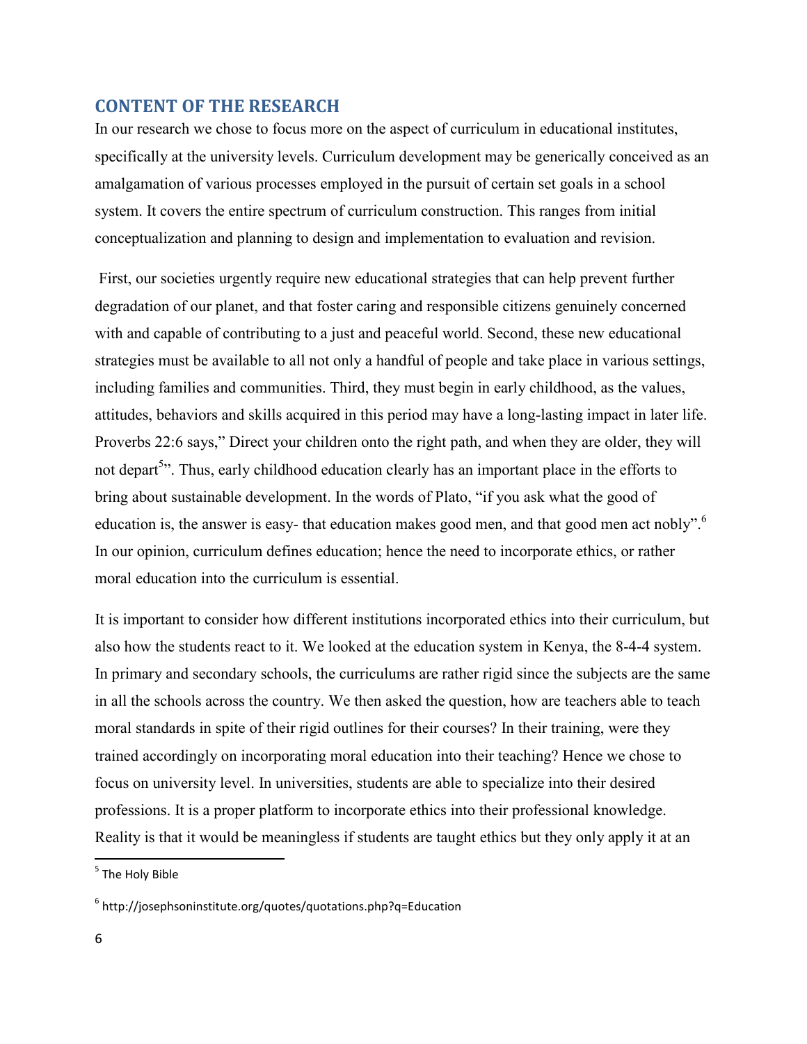## CONTENT OF THE RESEARCH

In our research we chose to focus more on the aspect of curriculum in educational institutes, specifically at the university levels. Curriculum development may be generically conceived as an amalgamation of various processes employed in the pursuit of certain set goals in a school system. It covers the entire spectrum of curriculum construction. This ranges from initial conceptualization and planning to design and implementation to evaluation and revision.

First, our societies urgently require new educational strategies that can help prevent further degradation of our planet, and that foster caring and responsible citizens genuinely concerned with and capable of contributing to a just and peaceful world. Second, these new educational strategies must be available to all not only a handful of people and take place in various settings, including families and communities. Third, they must begin in early childhood, as the values, attitudes, behaviors and skills acquired in this period may have a long-lasting impact in later life. Proverbs 22:6 says," Direct your children onto the right path, and when they are older, they will not depart[5]". Thus, early childhood education clearly has an important place in the efforts to bring about sustainable development. In the words of Plato, "if you ask what the good of education is, the answer is easy- that education makes good men, and that good men act nobly".[6] In our opinion, curriculum defines education; hence the need to incorporate ethics, or rather moral education into the curriculum is essential.

It is important to consider how different institutions incorporated ethics into their curriculum, but also how the students react to it. We looked at the education system in Kenya, the 8-4-4 system. In primary and secondary schools, the curriculums are rather rigid since the subjects are the same in all the schools across the country. We then asked the question, how are teachers able to teach moral standards in spite of their rigid outlines for their courses? In their training, were they trained accordingly on incorporating moral education into their teaching? Hence we chose to focus on university level. In universities, students are able to specialize into their desired professions. It is a proper platform to incorporate ethics into their professional knowledge. Reality is that it would be meaningless if students are taught ethics but they only apply it at an

---

[5] The Holy Bible

[6] http://josephsoninstitute.org/quotes/quotations.php?q=Education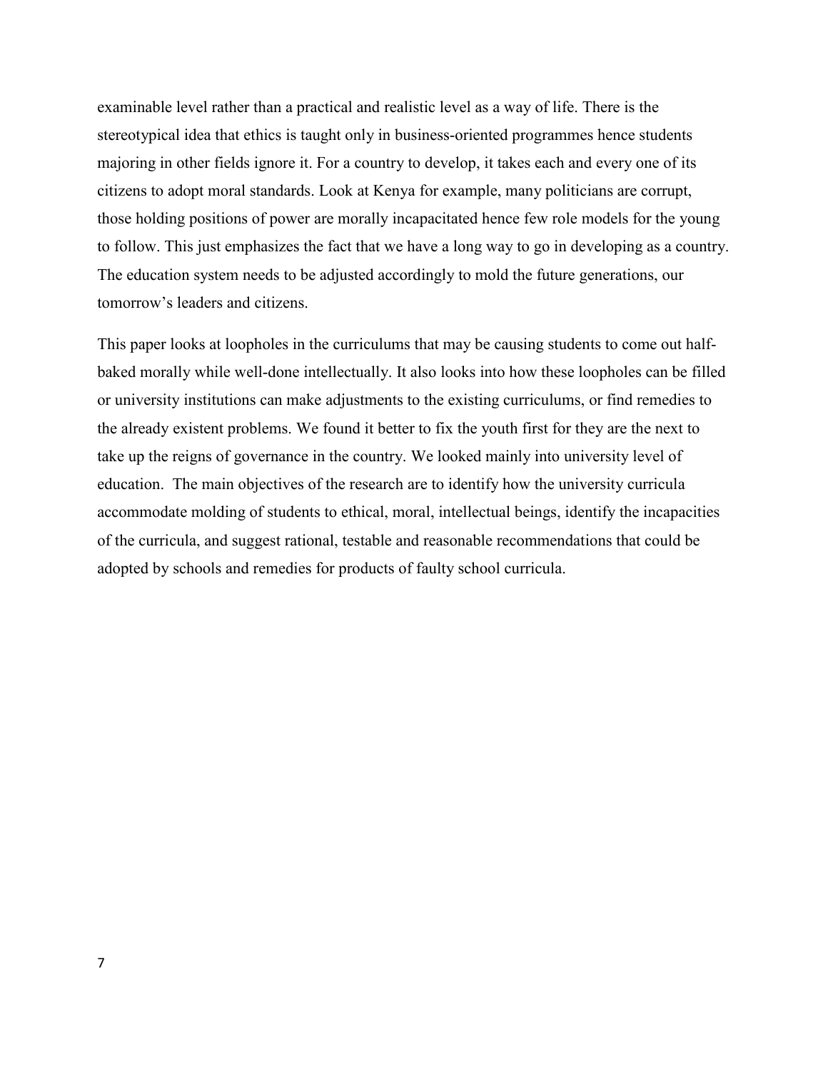examinable level rather than a practical and realistic level as a way of life. There is the stereotypical idea that ethics is taught only in business-oriented programmes hence students majoring in other fields ignore it. For a country to develop, it takes each and every one of its citizens to adopt moral standards. Look at Kenya for example, many politicians are corrupt, those holding positions of power are morally incapacitated hence few role models for the young to follow. This just emphasizes the fact that we have a long way to go in developing as a country. The education system needs to be adjusted accordingly to mold the future generations, our tomorrow's leaders and citizens.

This paper looks at loopholes in the curriculums that may be causing students to come out half-baked morally while well-done intellectually. It also looks into how these loopholes can be filled or university institutions can make adjustments to the existing curriculums, or find remedies to the already existent problems. We found it better to fix the youth first for they are the next to take up the reigns of governance in the country. We looked mainly into university level of education. The main objectives of the research are to identify how the university curricula accommodate molding of students to ethical, moral, intellectual beings, identify the incapacities of the curricula, and suggest rational, testable and reasonable recommendations that could be adopted by schools and remedies for products of faulty school curricula.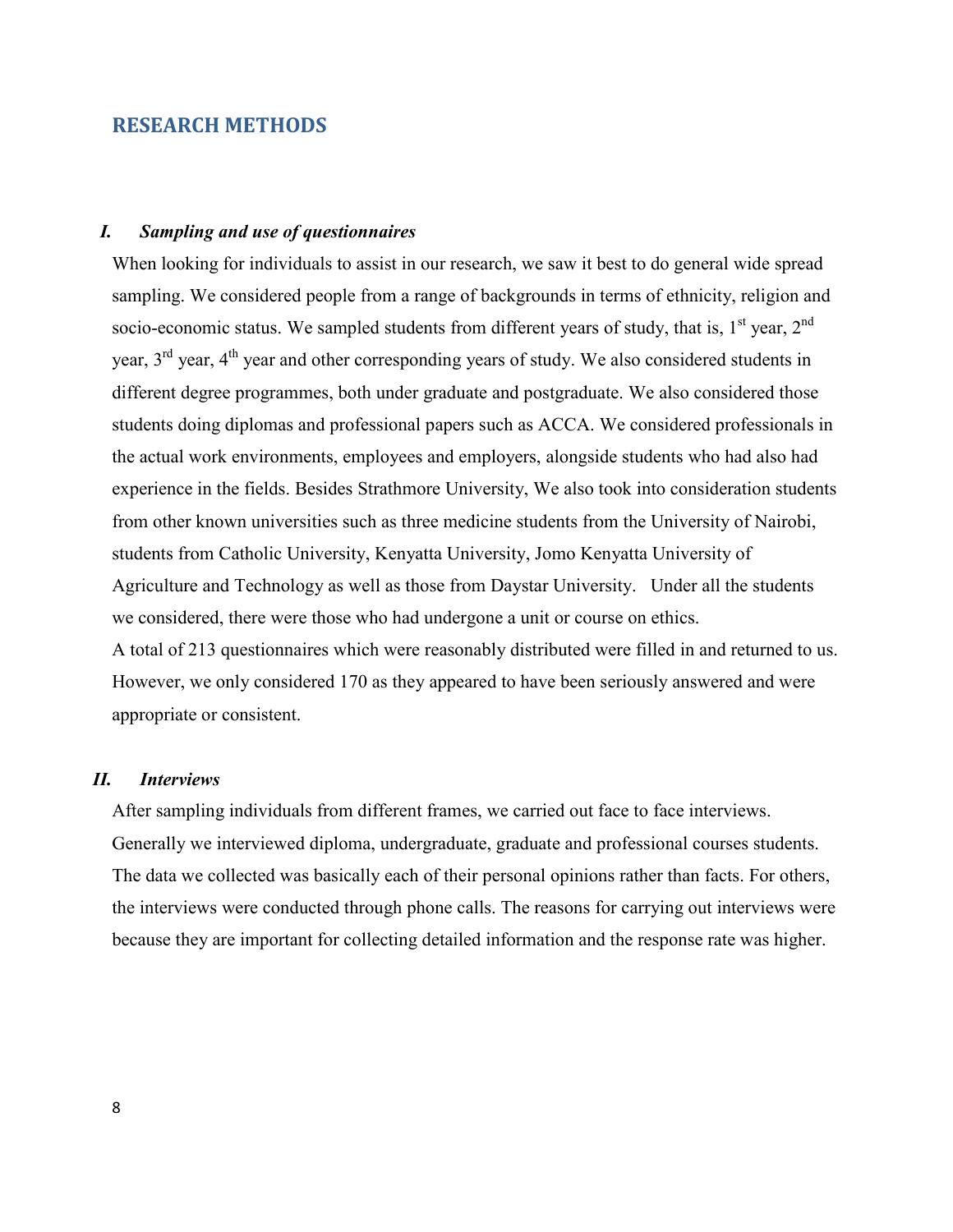## RESEARCH METHODS

### *I. Sampling and use of questionnaires*

When looking for individuals to assist in our research, we saw it best to do general wide spread sampling. We considered people from a range of backgrounds in terms of ethnicity, religion and socio-economic status. We sampled students from different years of study, that is, 1st year, 2nd year, 3rd year, 4th year and other corresponding years of study. We also considered students in different degree programmes, both under graduate and postgraduate. We also considered those students doing diplomas and professional papers such as ACCA. We considered professionals in the actual work environments, employees and employers, alongside students who had also had experience in the fields. Besides Strathmore University, We also took into consideration students from other known universities such as three medicine students from the University of Nairobi, students from Catholic University, Kenyatta University, Jomo Kenyatta University of Agriculture and Technology as well as those from Daystar University. Under all the students we considered, there were those who had undergone a unit or course on ethics.

A total of 213 questionnaires which were reasonably distributed were filled in and returned to us. However, we only considered 170 as they appeared to have been seriously answered and were appropriate or consistent.

### *II. Interviews*

After sampling individuals from different frames, we carried out face to face interviews. Generally we interviewed diploma, undergraduate, graduate and professional courses students. The data we collected was basically each of their personal opinions rather than facts. For others, the interviews were conducted through phone calls. The reasons for carrying out interviews were because they are important for collecting detailed information and the response rate was higher.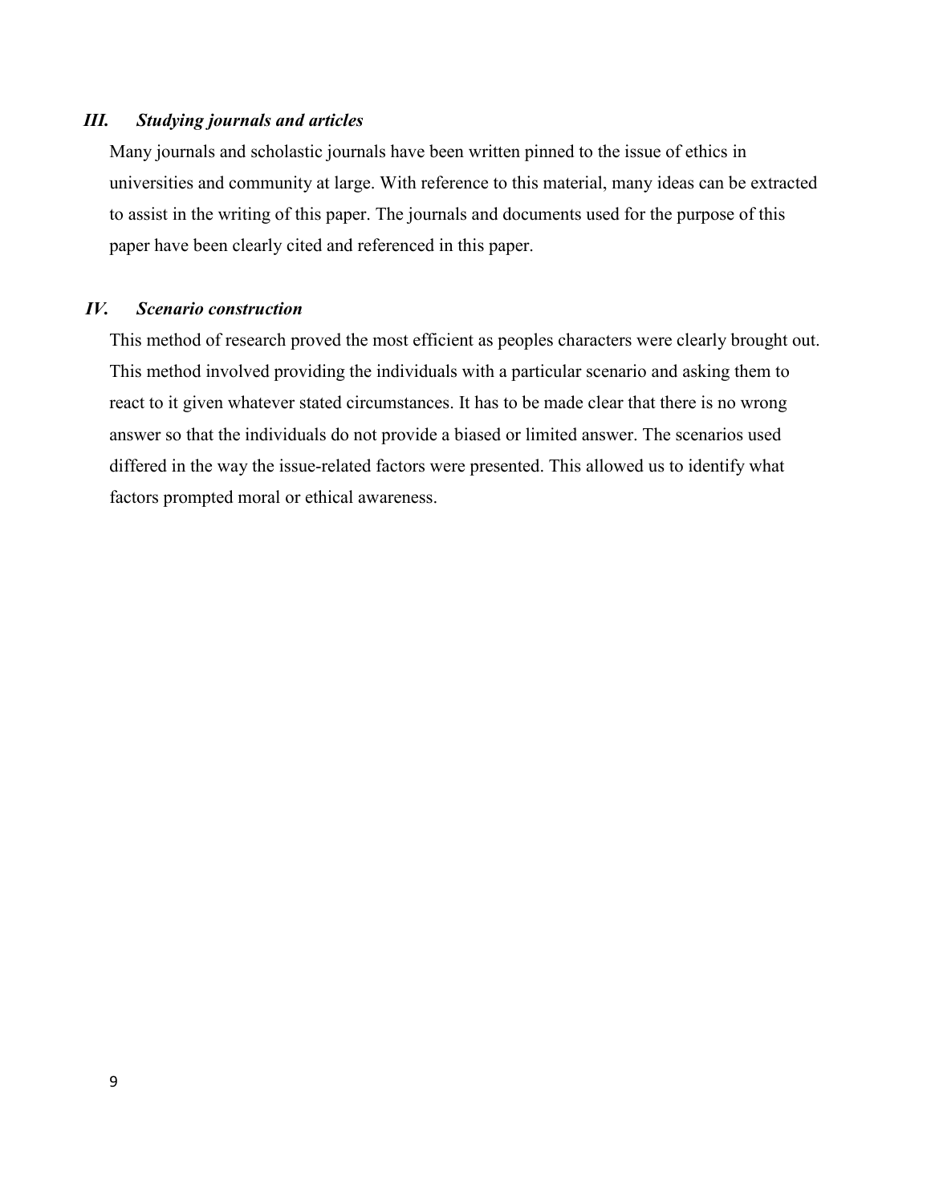### *III. Studying journals and articles*

Many journals and scholastic journals have been written pinned to the issue of ethics in universities and community at large. With reference to this material, many ideas can be extracted to assist in the writing of this paper. The journals and documents used for the purpose of this paper have been clearly cited and referenced in this paper.

### *IV. Scenario construction*

This method of research proved the most efficient as peoples characters were clearly brought out. This method involved providing the individuals with a particular scenario and asking them to react to it given whatever stated circumstances. It has to be made clear that there is no wrong answer so that the individuals do not provide a biased or limited answer. The scenarios used differed in the way the issue-related factors were presented. This allowed us to identify what factors prompted moral or ethical awareness.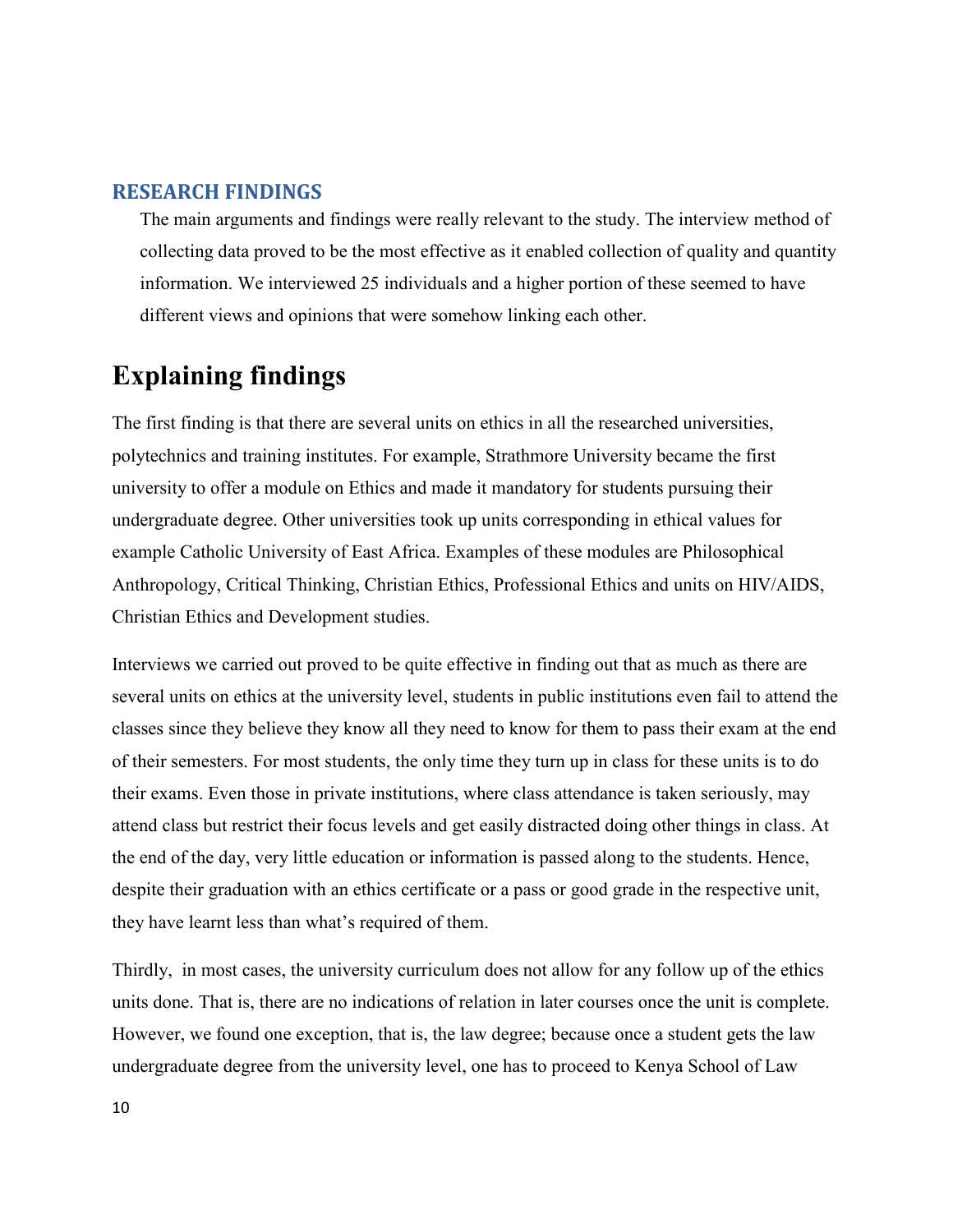## RESEARCH FINDINGS

The main arguments and findings were really relevant to the study. The interview method of collecting data proved to be the most effective as it enabled collection of quality and quantity information. We interviewed 25 individuals and a higher portion of these seemed to have different views and opinions that were somehow linking each other.

# Explaining findings

The first finding is that there are several units on ethics in all the researched universities, polytechnics and training institutes. For example, Strathmore University became the first university to offer a module on Ethics and made it mandatory for students pursuing their undergraduate degree. Other universities took up units corresponding in ethical values for example Catholic University of East Africa. Examples of these modules are Philosophical Anthropology, Critical Thinking, Christian Ethics, Professional Ethics and units on HIV/AIDS, Christian Ethics and Development studies.

Interviews we carried out proved to be quite effective in finding out that as much as there are several units on ethics at the university level, students in public institutions even fail to attend the classes since they believe they know all they need to know for them to pass their exam at the end of their semesters. For most students, the only time they turn up in class for these units is to do their exams. Even those in private institutions, where class attendance is taken seriously, may attend class but restrict their focus levels and get easily distracted doing other things in class. At the end of the day, very little education or information is passed along to the students. Hence, despite their graduation with an ethics certificate or a pass or good grade in the respective unit, they have learnt less than what's required of them.

Thirdly, in most cases, the university curriculum does not allow for any follow up of the ethics units done. That is, there are no indications of relation in later courses once the unit is complete. However, we found one exception, that is, the law degree; because once a student gets the law undergraduate degree from the university level, one has to proceed to Kenya School of Law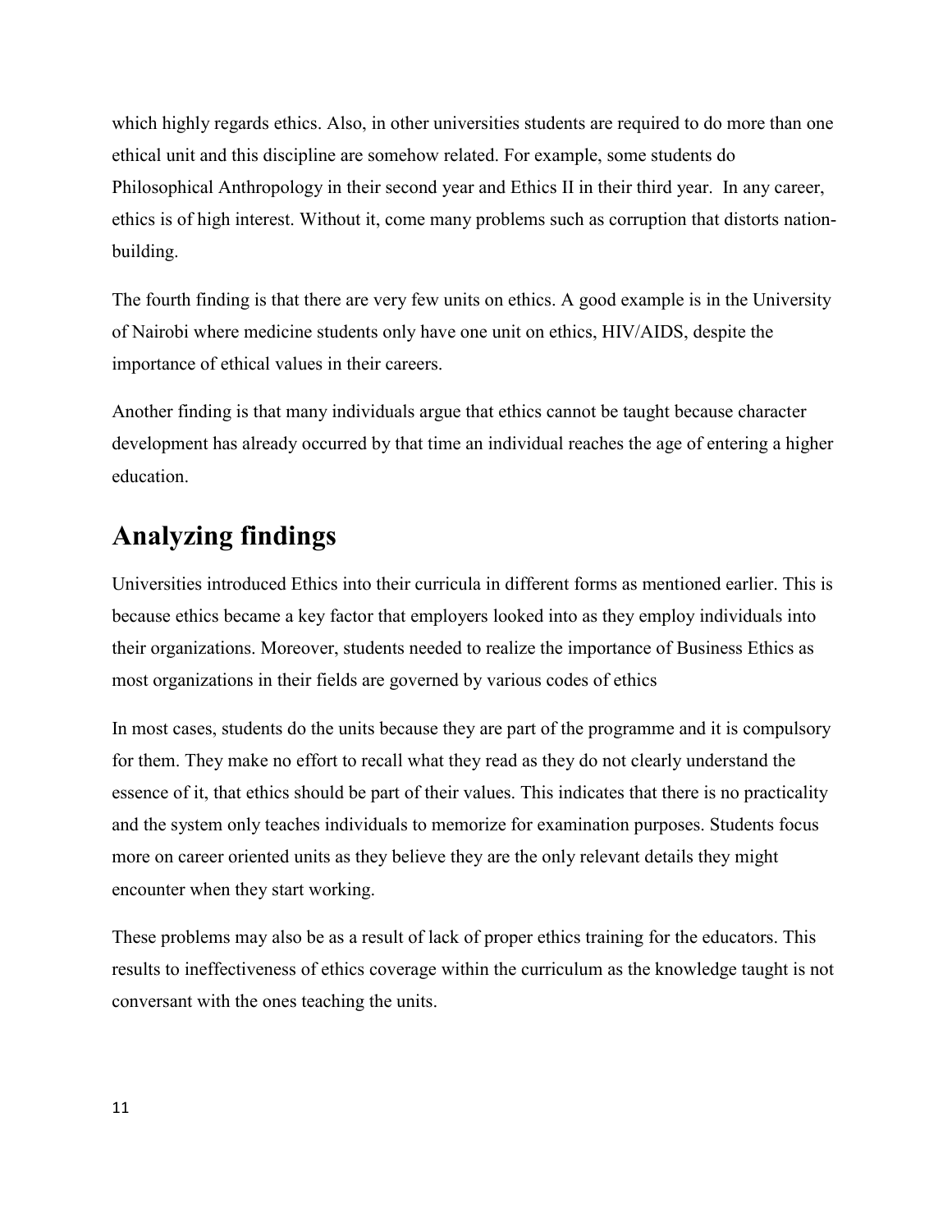which highly regards ethics. Also, in other universities students are required to do more than one ethical unit and this discipline are somehow related. For example, some students do Philosophical Anthropology in their second year and Ethics II in their third year. In any career, ethics is of high interest. Without it, come many problems such as corruption that distorts nation-building.

The fourth finding is that there are very few units on ethics. A good example is in the University of Nairobi where medicine students only have one unit on ethics, HIV/AIDS, despite the importance of ethical values in their careers.

Another finding is that many individuals argue that ethics cannot be taught because character development has already occurred by that time an individual reaches the age of entering a higher education.

## Analyzing findings

Universities introduced Ethics into their curricula in different forms as mentioned earlier. This is because ethics became a key factor that employers looked into as they employ individuals into their organizations. Moreover, students needed to realize the importance of Business Ethics as most organizations in their fields are governed by various codes of ethics

In most cases, students do the units because they are part of the programme and it is compulsory for them. They make no effort to recall what they read as they do not clearly understand the essence of it, that ethics should be part of their values. This indicates that there is no practicality and the system only teaches individuals to memorize for examination purposes. Students focus more on career oriented units as they believe they are the only relevant details they might encounter when they start working.

These problems may also be as a result of lack of proper ethics training for the educators. This results to ineffectiveness of ethics coverage within the curriculum as the knowledge taught is not conversant with the ones teaching the units.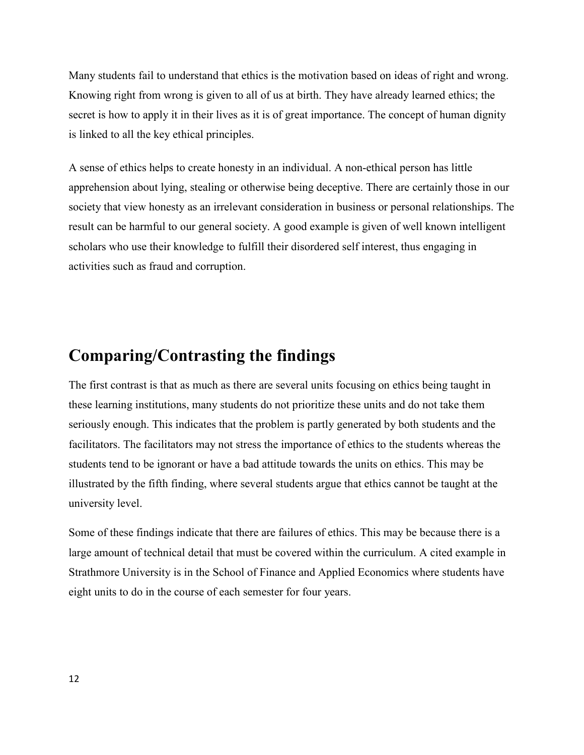Many students fail to understand that ethics is the motivation based on ideas of right and wrong. Knowing right from wrong is given to all of us at birth. They have already learned ethics; the secret is how to apply it in their lives as it is of great importance. The concept of human dignity is linked to all the key ethical principles.

A sense of ethics helps to create honesty in an individual. A non-ethical person has little apprehension about lying, stealing or otherwise being deceptive. There are certainly those in our society that view honesty as an irrelevant consideration in business or personal relationships. The result can be harmful to our general society. A good example is given of well known intelligent scholars who use their knowledge to fulfill their disordered self interest, thus engaging in activities such as fraud and corruption.

## Comparing/Contrasting the findings

The first contrast is that as much as there are several units focusing on ethics being taught in these learning institutions, many students do not prioritize these units and do not take them seriously enough. This indicates that the problem is partly generated by both students and the facilitators. The facilitators may not stress the importance of ethics to the students whereas the students tend to be ignorant or have a bad attitude towards the units on ethics. This may be illustrated by the fifth finding, where several students argue that ethics cannot be taught at the university level.

Some of these findings indicate that there are failures of ethics. This may be because there is a large amount of technical detail that must be covered within the curriculum. A cited example in Strathmore University is in the School of Finance and Applied Economics where students have eight units to do in the course of each semester for four years.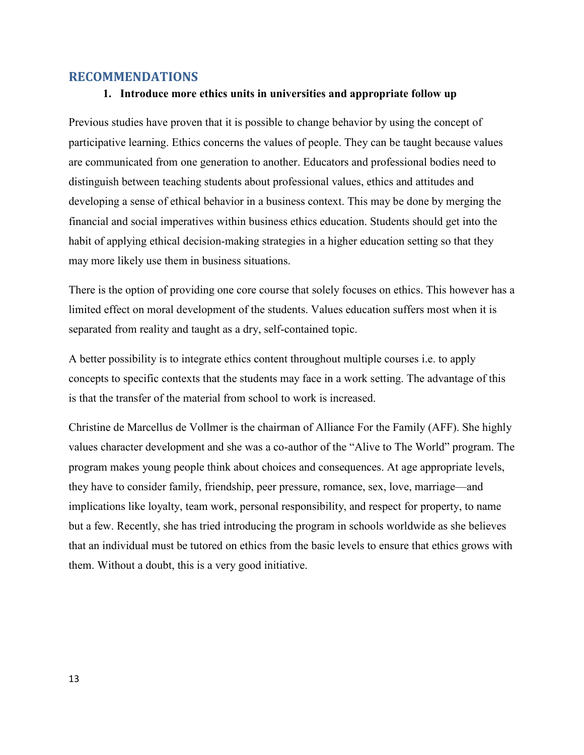## RECOMMENDATIONS

### 1. Introduce more ethics units in universities and appropriate follow up

Previous studies have proven that it is possible to change behavior by using the concept of participative learning. Ethics concerns the values of people. They can be taught because values are communicated from one generation to another. Educators and professional bodies need to distinguish between teaching students about professional values, ethics and attitudes and developing a sense of ethical behavior in a business context. This may be done by merging the financial and social imperatives within business ethics education. Students should get into the habit of applying ethical decision-making strategies in a higher education setting so that they may more likely use them in business situations.

There is the option of providing one core course that solely focuses on ethics. This however has a limited effect on moral development of the students. Values education suffers most when it is separated from reality and taught as a dry, self-contained topic.

A better possibility is to integrate ethics content throughout multiple courses i.e. to apply concepts to specific contexts that the students may face in a work setting. The advantage of this is that the transfer of the material from school to work is increased.

Christine de Marcellus de Vollmer is the chairman of Alliance For the Family (AFF). She highly values character development and she was a co-author of the "Alive to The World" program. The program makes young people think about choices and consequences. At age appropriate levels, they have to consider family, friendship, peer pressure, romance, sex, love, marriage—and implications like loyalty, team work, personal responsibility, and respect for property, to name but a few. Recently, she has tried introducing the program in schools worldwide as she believes that an individual must be tutored on ethics from the basic levels to ensure that ethics grows with them. Without a doubt, this is a very good initiative.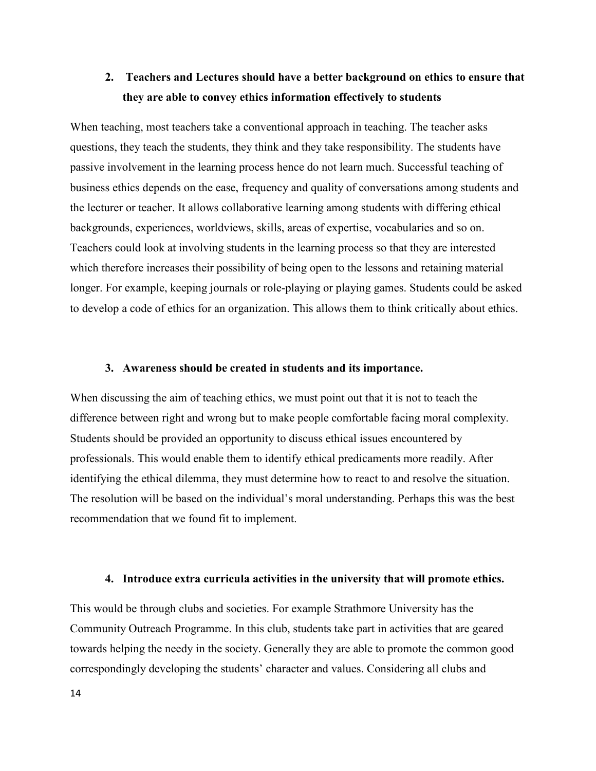**2. Teachers and Lectures should have a better background on ethics to ensure that they are able to convey ethics information effectively to students**

When teaching, most teachers take a conventional approach in teaching. The teacher asks questions, they teach the students, they think and they take responsibility. The students have passive involvement in the learning process hence do not learn much. Successful teaching of business ethics depends on the ease, frequency and quality of conversations among students and the lecturer or teacher. It allows collaborative learning among students with differing ethical backgrounds, experiences, worldviews, skills, areas of expertise, vocabularies and so on. Teachers could look at involving students in the learning process so that they are interested which therefore increases their possibility of being open to the lessons and retaining material longer. For example, keeping journals or role-playing or playing games. Students could be asked to develop a code of ethics for an organization. This allows them to think critically about ethics.

**3. Awareness should be created in students and its importance.**

When discussing the aim of teaching ethics, we must point out that it is not to teach the difference between right and wrong but to make people comfortable facing moral complexity. Students should be provided an opportunity to discuss ethical issues encountered by professionals. This would enable them to identify ethical predicaments more readily. After identifying the ethical dilemma, they must determine how to react to and resolve the situation. The resolution will be based on the individual's moral understanding. Perhaps this was the best recommendation that we found fit to implement.

**4. Introduce extra curricula activities in the university that will promote ethics.**

This would be through clubs and societies. For example Strathmore University has the Community Outreach Programme. In this club, students take part in activities that are geared towards helping the needy in the society. Generally they are able to promote the common good correspondingly developing the students' character and values. Considering all clubs and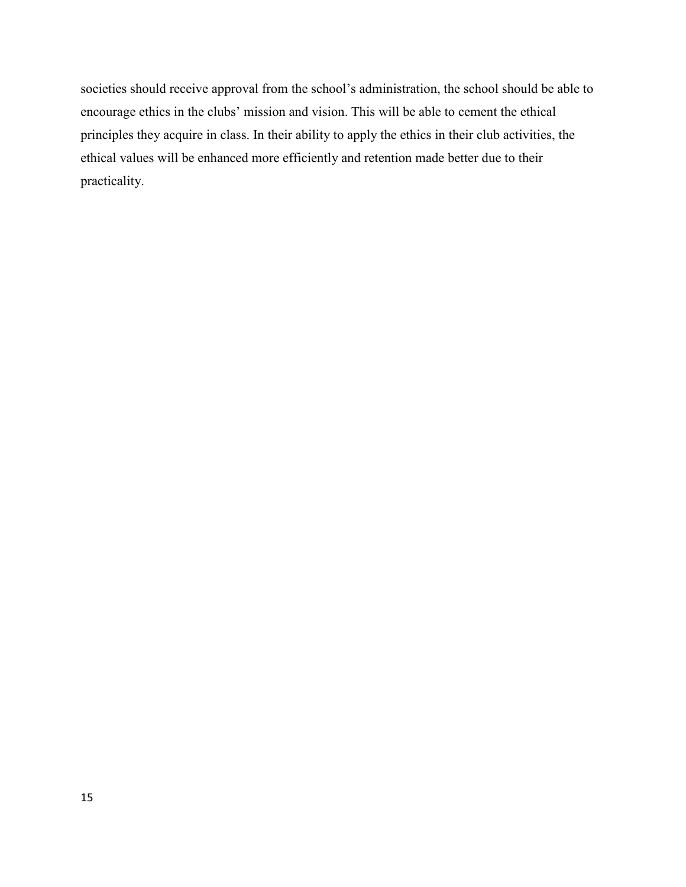societies should receive approval from the school's administration, the school should be able to encourage ethics in the clubs' mission and vision. This will be able to cement the ethical principles they acquire in class. In their ability to apply the ethics in their club activities, the ethical values will be enhanced more efficiently and retention made better due to their practicality.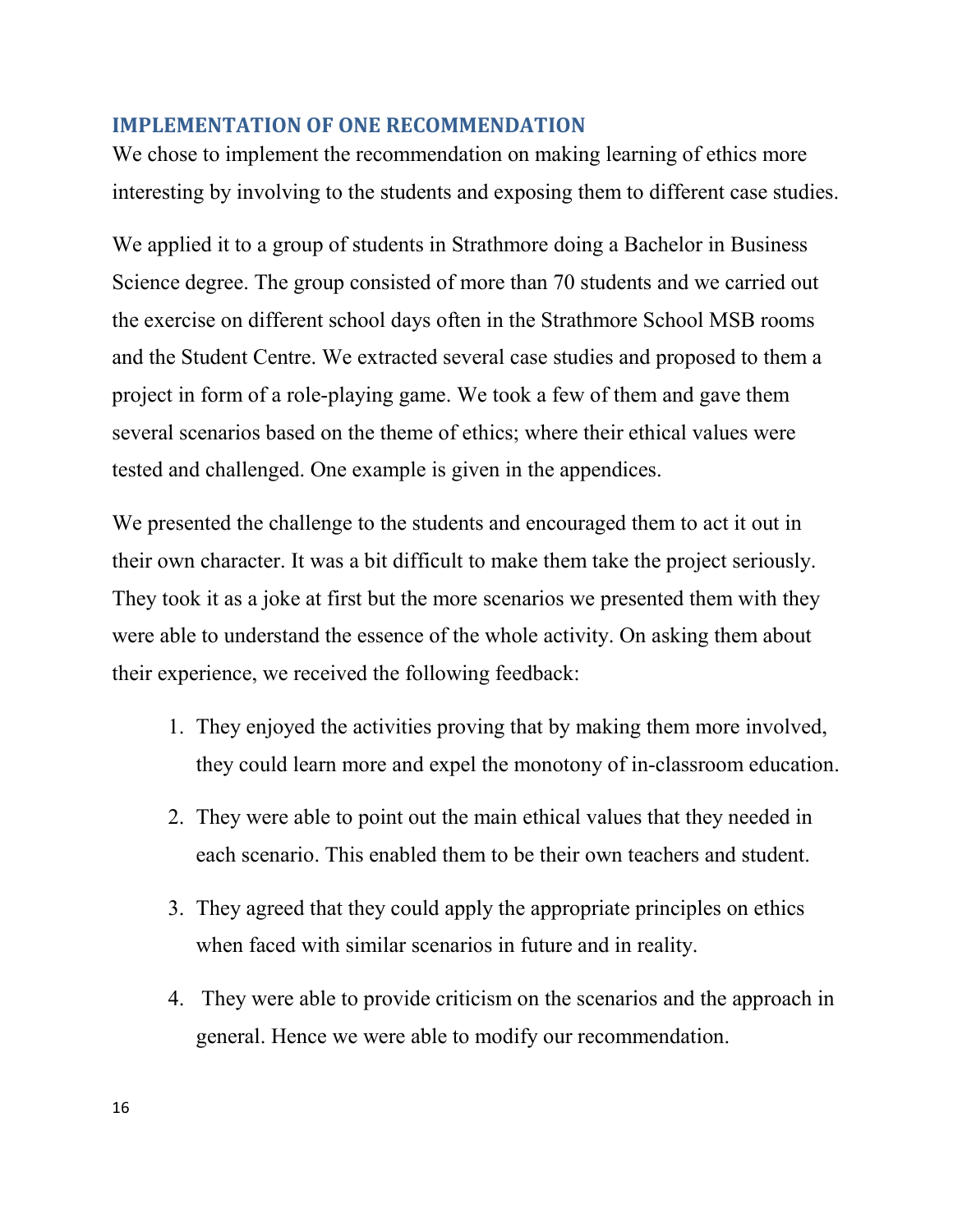## IMPLEMENTATION OF ONE RECOMMENDATION

We chose to implement the recommendation on making learning of ethics more interesting by involving to the students and exposing them to different case studies.

We applied it to a group of students in Strathmore doing a Bachelor in Business Science degree. The group consisted of more than 70 students and we carried out the exercise on different school days often in the Strathmore School MSB rooms and the Student Centre. We extracted several case studies and proposed to them a project in form of a role-playing game. We took a few of them and gave them several scenarios based on the theme of ethics; where their ethical values were tested and challenged. One example is given in the appendices.

We presented the challenge to the students and encouraged them to act it out in their own character. It was a bit difficult to make them take the project seriously. They took it as a joke at first but the more scenarios we presented them with they were able to understand the essence of the whole activity. On asking them about their experience, we received the following feedback:

1. They enjoyed the activities proving that by making them more involved, they could learn more and expel the monotony of in-classroom education.
2. They were able to point out the main ethical values that they needed in each scenario. This enabled them to be their own teachers and student.
3. They agreed that they could apply the appropriate principles on ethics when faced with similar scenarios in future and in reality.
4. They were able to provide criticism on the scenarios and the approach in general. Hence we were able to modify our recommendation.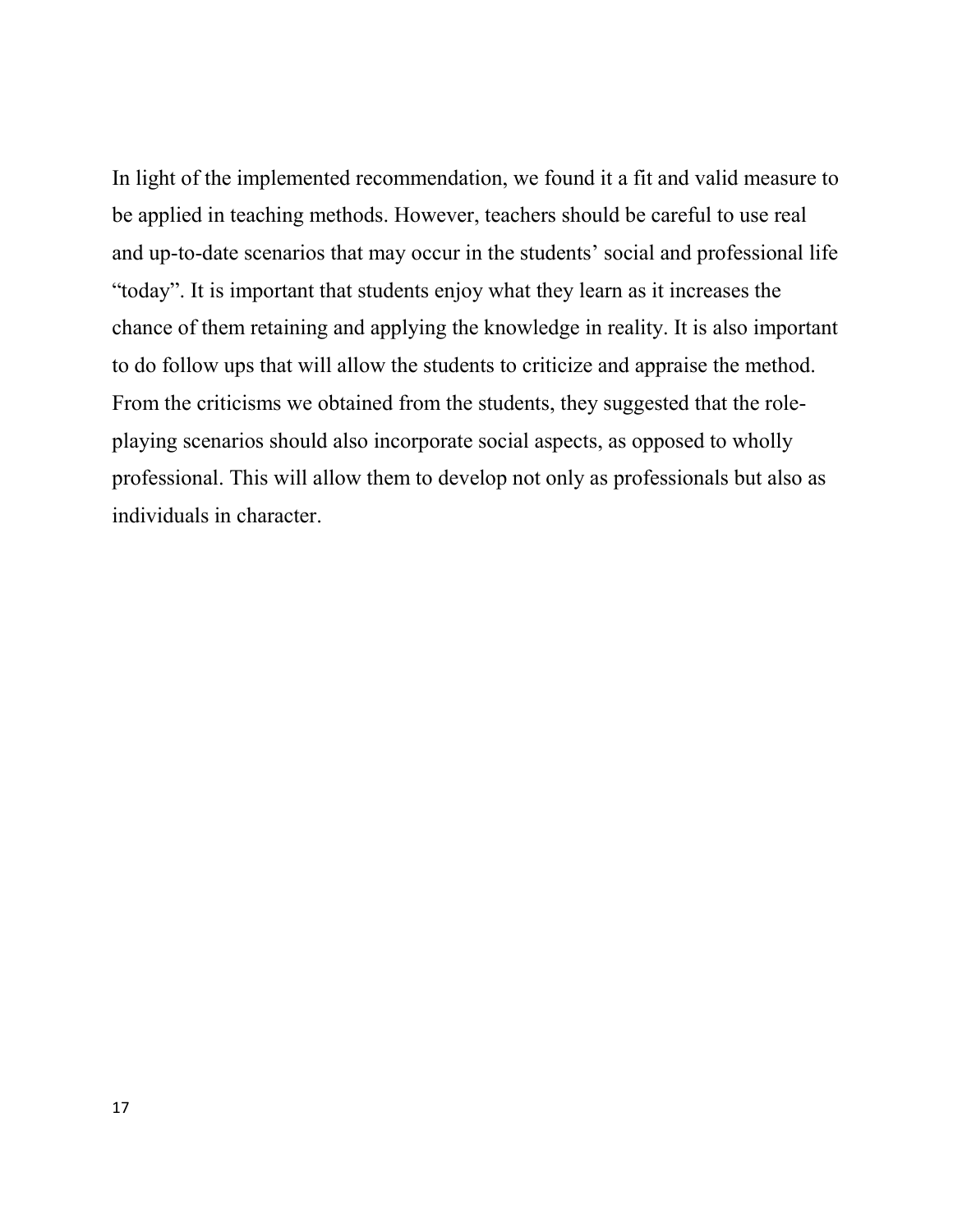In light of the implemented recommendation, we found it a fit and valid measure to be applied in teaching methods. However, teachers should be careful to use real and up-to-date scenarios that may occur in the students' social and professional life "today". It is important that students enjoy what they learn as it increases the chance of them retaining and applying the knowledge in reality. It is also important to do follow ups that will allow the students to criticize and appraise the method. From the criticisms we obtained from the students, they suggested that the role-playing scenarios should also incorporate social aspects, as opposed to wholly professional. This will allow them to develop not only as professionals but also as individuals in character.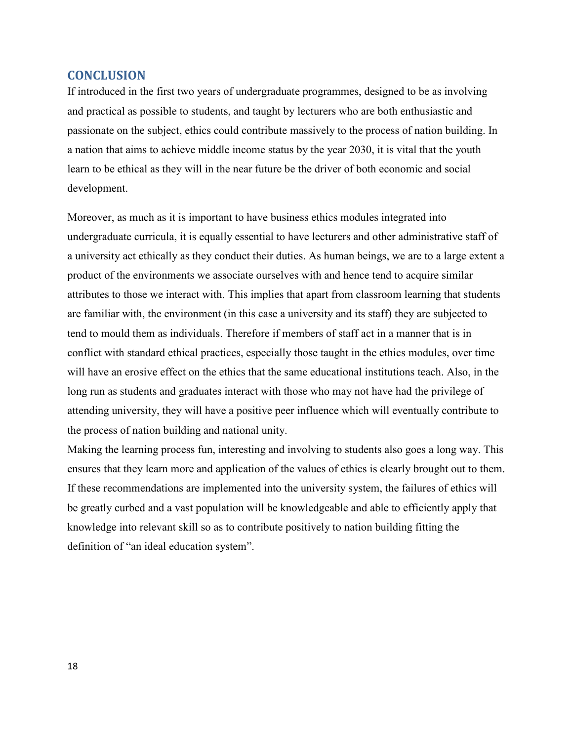## CONCLUSION

If introduced in the first two years of undergraduate programmes, designed to be as involving and practical as possible to students, and taught by lecturers who are both enthusiastic and passionate on the subject, ethics could contribute massively to the process of nation building. In a nation that aims to achieve middle income status by the year 2030, it is vital that the youth learn to be ethical as they will in the near future be the driver of both economic and social development.

Moreover, as much as it is important to have business ethics modules integrated into undergraduate curricula, it is equally essential to have lecturers and other administrative staff of a university act ethically as they conduct their duties. As human beings, we are to a large extent a product of the environments we associate ourselves with and hence tend to acquire similar attributes to those we interact with. This implies that apart from classroom learning that students are familiar with, the environment (in this case a university and its staff) they are subjected to tend to mould them as individuals. Therefore if members of staff act in a manner that is in conflict with standard ethical practices, especially those taught in the ethics modules, over time will have an erosive effect on the ethics that the same educational institutions teach. Also, in the long run as students and graduates interact with those who may not have had the privilege of attending university, they will have a positive peer influence which will eventually contribute to the process of nation building and national unity.

Making the learning process fun, interesting and involving to students also goes a long way. This ensures that they learn more and application of the values of ethics is clearly brought out to them. If these recommendations are implemented into the university system, the failures of ethics will be greatly curbed and a vast population will be knowledgeable and able to efficiently apply that knowledge into relevant skill so as to contribute positively to nation building fitting the definition of "an ideal education system".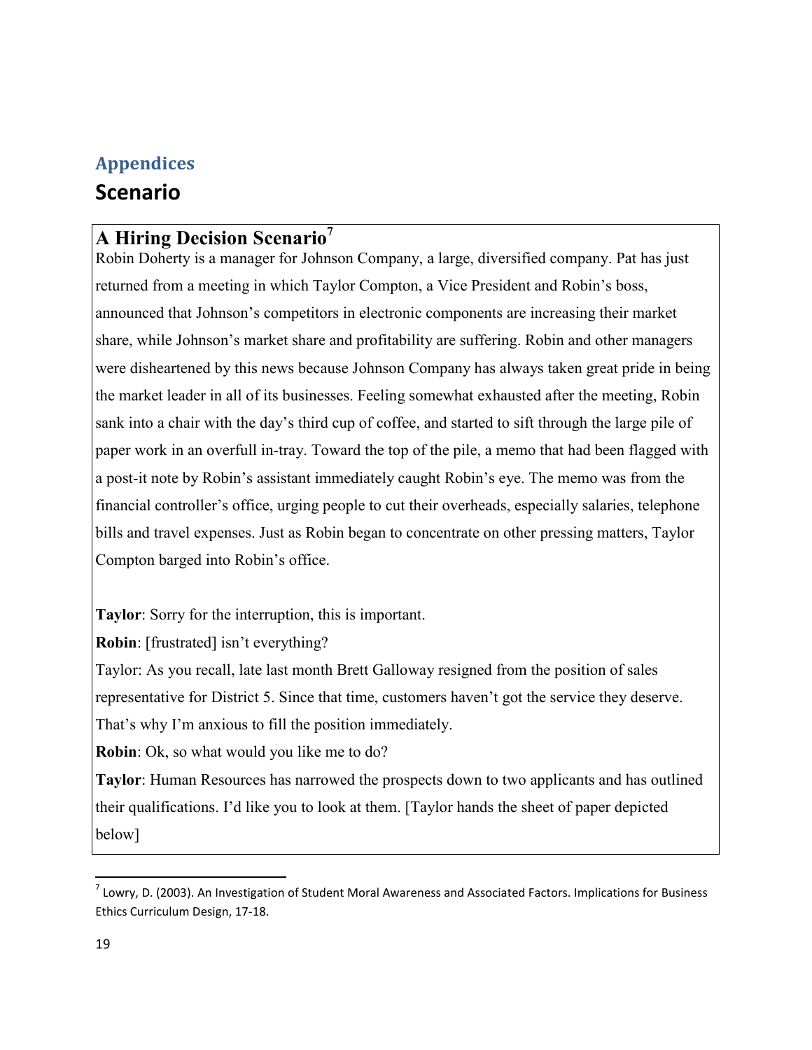# Appendices

## Scenario

### A Hiring Decision Scenario[7]

Robin Doherty is a manager for Johnson Company, a large, diversified company. Pat has just returned from a meeting in which Taylor Compton, a Vice President and Robin's boss, announced that Johnson's competitors in electronic components are increasing their market share, while Johnson's market share and profitability are suffering. Robin and other managers were disheartened by this news because Johnson Company has always taken great pride in being the market leader in all of its businesses. Feeling somewhat exhausted after the meeting, Robin sank into a chair with the day's third cup of coffee, and started to sift through the large pile of paper work in an overfull in-tray. Toward the top of the pile, a memo that had been flagged with a post-it note by Robin's assistant immediately caught Robin's eye. The memo was from the financial controller's office, urging people to cut their overheads, especially salaries, telephone bills and travel expenses. Just as Robin began to concentrate on other pressing matters, Taylor Compton barged into Robin's office.

**Taylor**: Sorry for the interruption, this is important.

**Robin**: [frustrated] isn't everything?

Taylor: As you recall, late last month Brett Galloway resigned from the position of sales representative for District 5. Since that time, customers haven't got the service they deserve. That's why I'm anxious to fill the position immediately.

**Robin**: Ok, so what would you like me to do?

**Taylor**: Human Resources has narrowed the prospects down to two applicants and has outlined their qualifications. I'd like you to look at them. [Taylor hands the sheet of paper depicted below]

[7] Lowry, D. (2003). An Investigation of Student Moral Awareness and Associated Factors. Implications for Business Ethics Curriculum Design, 17-18.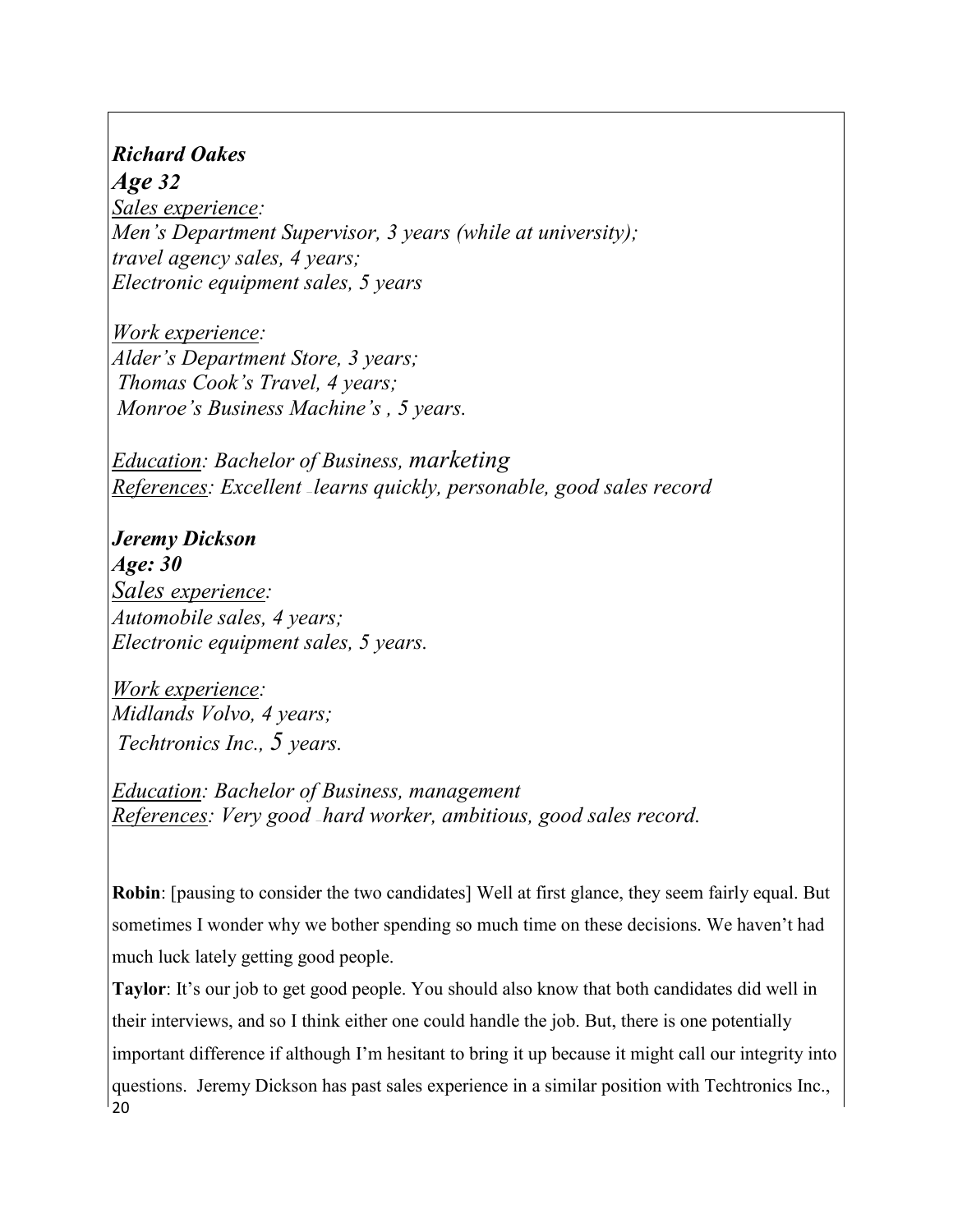***Richard Oakes***

***Age 32***

*Sales experience:*
*Men's Department Supervisor, 3 years (while at university);*
*travel agency sales, 4 years;*
*Electronic equipment sales, 5 years*

*Work experience:*
*Alder's Department Store, 3 years;*
*Thomas Cook's Travel, 4 years;*
*Monroe's Business Machine's , 5 years.*

*Education: Bachelor of Business, marketing*
*References: Excellent – learns quickly, personable, good sales record*

***Jeremy Dickson***

***Age: 30***

*Sales experience:*
*Automobile sales, 4 years;*
*Electronic equipment sales, 5 years.*

*Work experience:*
*Midlands Volvo, 4 years;*
*Techtronics Inc., 5 years.*

*Education: Bachelor of Business, management*
*References: Very good – hard worker, ambitious, good sales record.*

**Robin**: [pausing to consider the two candidates] Well at first glance, they seem fairly equal. But sometimes I wonder why we bother spending so much time on these decisions. We haven't had much luck lately getting good people.

**Taylor**: It's our job to get good people. You should also know that both candidates did well in their interviews, and so I think either one could handle the job. But, there is one potentially important difference if although I'm hesitant to bring it up because it might call our integrity into questions. Jeremy Dickson has past sales experience in a similar position with Techtronics Inc.,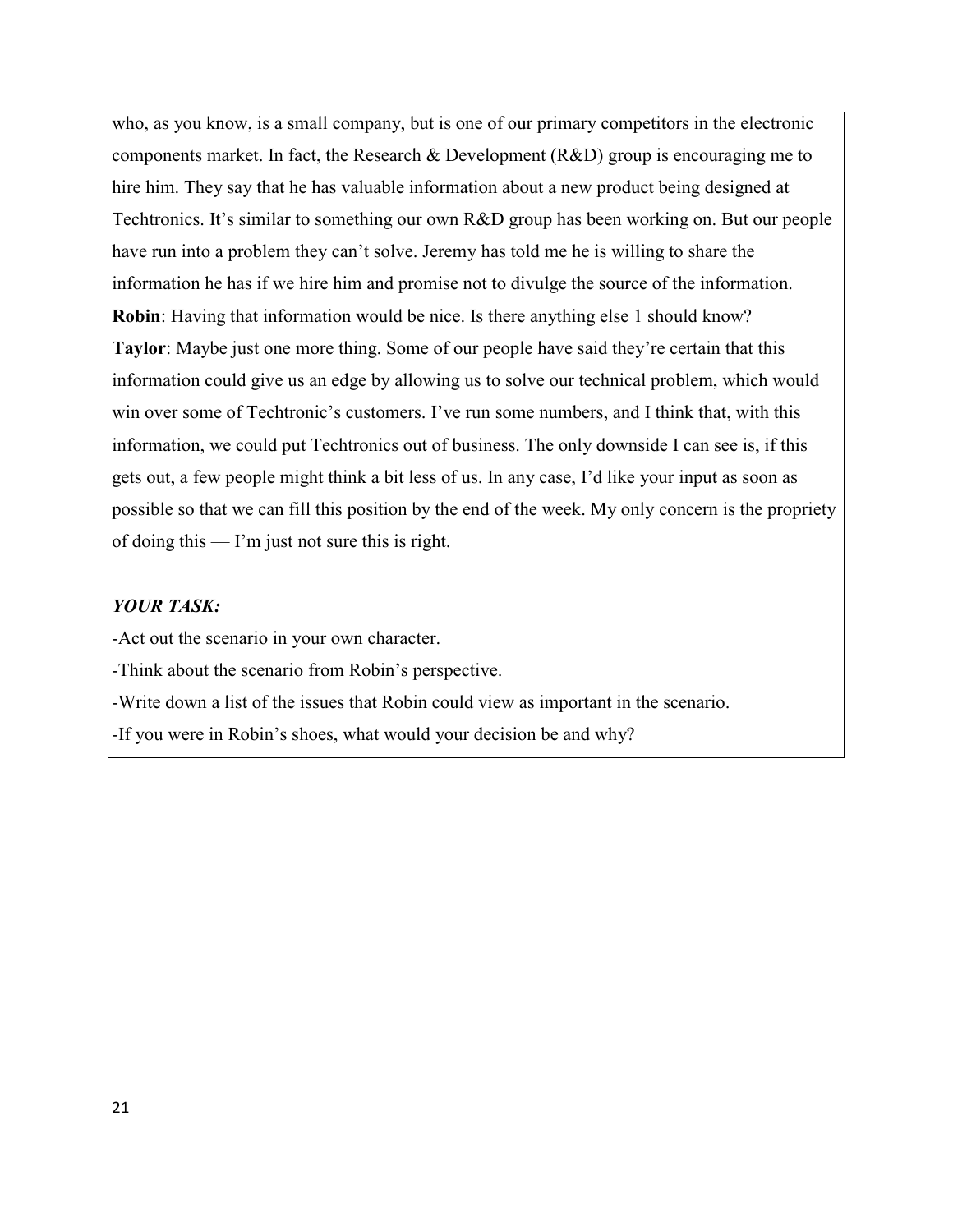who, as you know, is a small company, but is one of our primary competitors in the electronic components market. In fact, the Research & Development (R&D) group is encouraging me to hire him. They say that he has valuable information about a new product being designed at Techtronics. It's similar to something our own R&D group has been working on. But our people have run into a problem they can't solve. Jeremy has told me he is willing to share the information he has if we hire him and promise not to divulge the source of the information.

**Robin**: Having that information would be nice. Is there anything else 1 should know?

**Taylor**: Maybe just one more thing. Some of our people have said they're certain that this information could give us an edge by allowing us to solve our technical problem, which would win over some of Techtronic's customers. I've run some numbers, and I think that, with this information, we could put Techtronics out of business. The only downside I can see is, if this gets out, a few people might think a bit less of us. In any case, I'd like your input as soon as possible so that we can fill this position by the end of the week. My only concern is the propriety of doing this — I'm just not sure this is right.

***YOUR TASK:***

-Act out the scenario in your own character.

-Think about the scenario from Robin's perspective.

-Write down a list of the issues that Robin could view as important in the scenario.

-If you were in Robin's shoes, what would your decision be and why?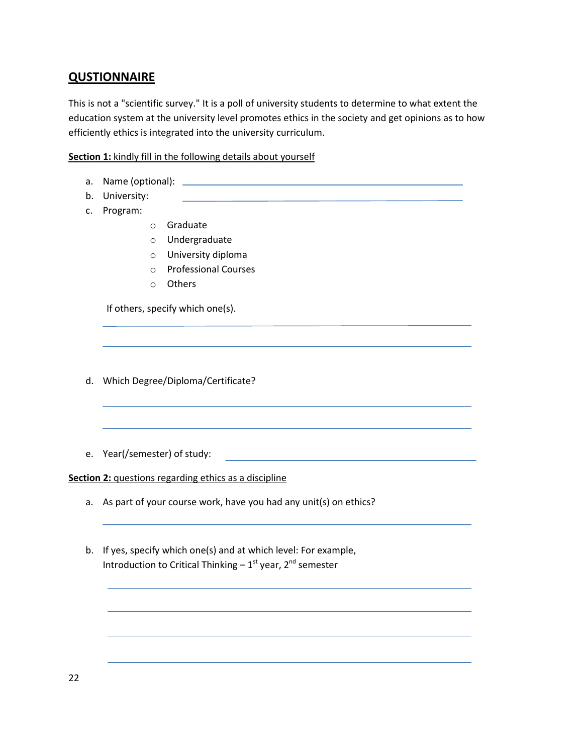## QUSTIONNAIRE

This is not a "scientific survey." It is a poll of university students to determine to what extent the education system at the university level promotes ethics in the society and get opinions as to how efficiently ethics is integrated into the university curriculum.

**Section 1:** kindly fill in the following details about yourself

a. Name (optional): ______________________________
b. University: ______________________________
c. Program:
    - ○ Graduate
    - ○ Undergraduate
    - ○ University diploma
    - ○ Professional Courses
    - ○ Others

   If others, specify which one(s).

   ______________________________

   ______________________________

d. Which Degree/Diploma/Certificate?

   ______________________________

   ______________________________

e. Year(/semester) of study: ______________________________

**Section 2:** questions regarding ethics as a discipline

a. As part of your course work, have you had any unit(s) on ethics?

   ______________________________

b. If yes, specify which one(s) and at which level: For example, Introduction to Critical Thinking – 1st year, 2nd semester

   ______________________________

   ______________________________

   ______________________________

   ______________________________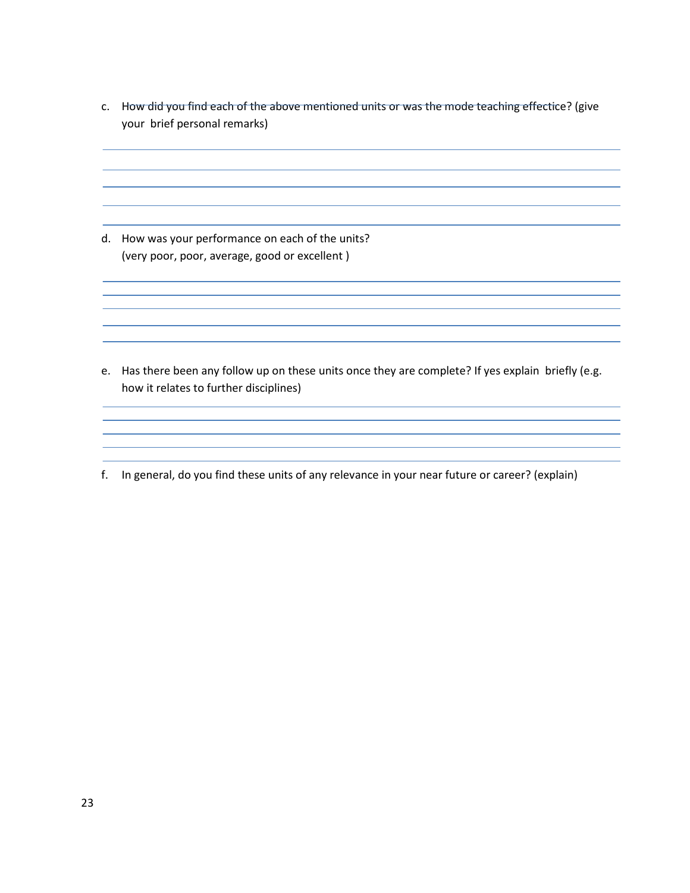c. ~~How did you find each of the above mentioned units or was the mode teaching effectic~~e? (give your brief personal remarks)

d. How was your performance on each of the units?
   (very poor, poor, average, good or excellent )

e. Has there been any follow up on these units once they are complete? If yes explain briefly (e.g. how it relates to further disciplines)

f. In general, do you find these units of any relevance in your near future or career? (explain)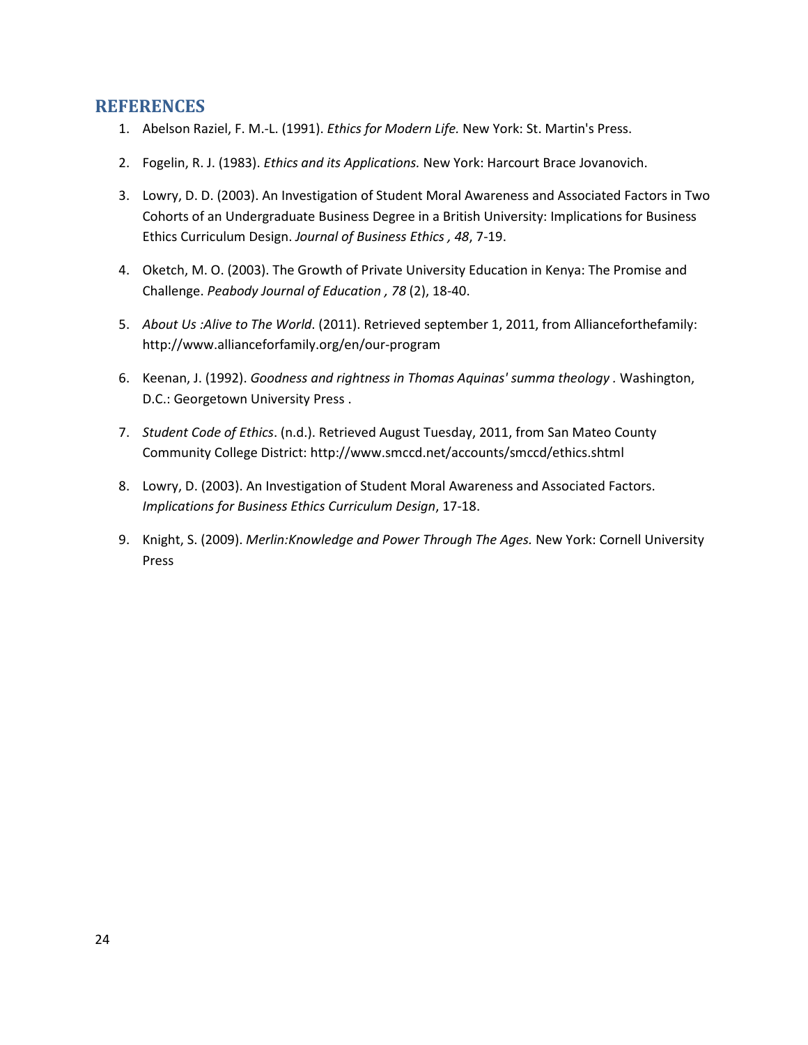## REFERENCES

1. Abelson Raziel, F. M.-L. (1991). *Ethics for Modern Life.* New York: St. Martin's Press.

2. Fogelin, R. J. (1983). *Ethics and its Applications.* New York: Harcourt Brace Jovanovich.

3. Lowry, D. D. (2003). An Investigation of Student Moral Awareness and Associated Factors in Two Cohorts of an Undergraduate Business Degree in a British University: Implications for Business Ethics Curriculum Design. *Journal of Business Ethics , 48*, 7-19.

4. Oketch, M. O. (2003). The Growth of Private University Education in Kenya: The Promise and Challenge. *Peabody Journal of Education , 78* (2), 18-40.

5. *About Us :Alive to The World*. (2011). Retrieved september 1, 2011, from Allianceforthefamily: http://www.allianceforfamily.org/en/our-program

6. Keenan, J. (1992). *Goodness and rightness in Thomas Aquinas' summa theology .* Washington, D.C.: Georgetown University Press .

7. *Student Code of Ethics*. (n.d.). Retrieved August Tuesday, 2011, from San Mateo County Community College District: http://www.smccd.net/accounts/smccd/ethics.shtml

8. Lowry, D. (2003). An Investigation of Student Moral Awareness and Associated Factors. *Implications for Business Ethics Curriculum Design*, 17-18.

9. Knight, S. (2009). *Merlin:Knowledge and Power Through The Ages.* New York: Cornell University Press